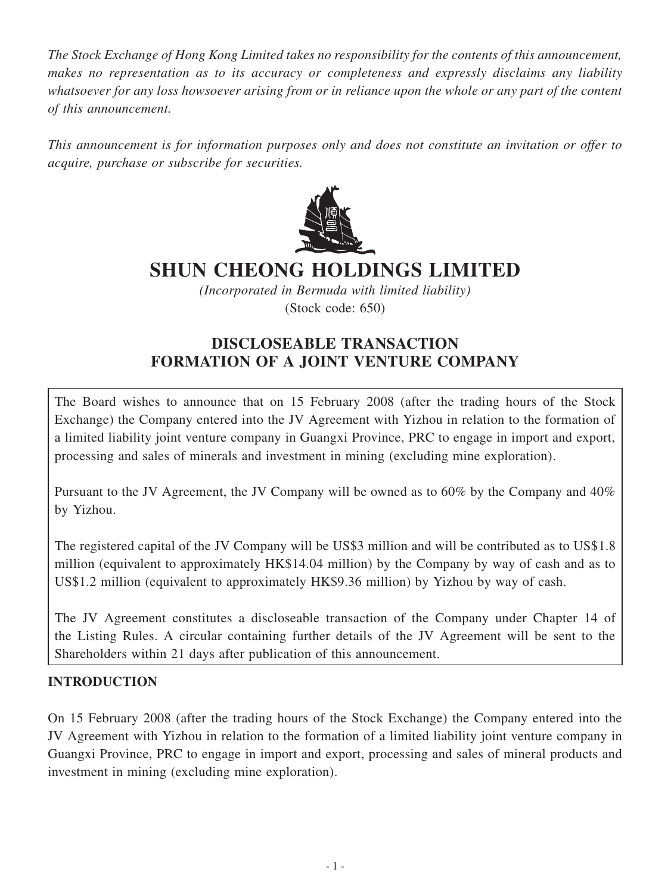*The Stock Exchange of Hong Kong Limited takes no responsibility for the contents of this announcement, makes no representation as to its accuracy or completeness and expressly disclaims any liability whatsoever for any loss howsoever arising from or in reliance upon the whole or any part of the content of this announcement.*

*This announcement is for information purposes only and does not constitute an invitation or offer to acquire, purchase or subscribe for securities.*

# SHUN CHEONG HOLDINGS LIMITED

*(Incorporated in Bermuda with limited liability)*
(Stock code: 650)

## DISCLOSEABLE TRANSACTION
## FORMATION OF A JOINT VENTURE COMPANY

The Board wishes to announce that on 15 February 2008 (after the trading hours of the Stock Exchange) the Company entered into the JV Agreement with Yizhou in relation to the formation of a limited liability joint venture company in Guangxi Province, PRC to engage in import and export, processing and sales of minerals and investment in mining (excluding mine exploration).

Pursuant to the JV Agreement, the JV Company will be owned as to 60% by the Company and 40% by Yizhou.

The registered capital of the JV Company will be US$3 million and will be contributed as to US$1.8 million (equivalent to approximately HK$14.04 million) by the Company by way of cash and as to US$1.2 million (equivalent to approximately HK$9.36 million) by Yizhou by way of cash.

The JV Agreement constitutes a discloseable transaction of the Company under Chapter 14 of the Listing Rules. A circular containing further details of the JV Agreement will be sent to the Shareholders within 21 days after publication of this announcement.

### INTRODUCTION

On 15 February 2008 (after the trading hours of the Stock Exchange) the Company entered into the JV Agreement with Yizhou in relation to the formation of a limited liability joint venture company in Guangxi Province, PRC to engage in import and export, processing and sales of mineral products and investment in mining (excluding mine exploration).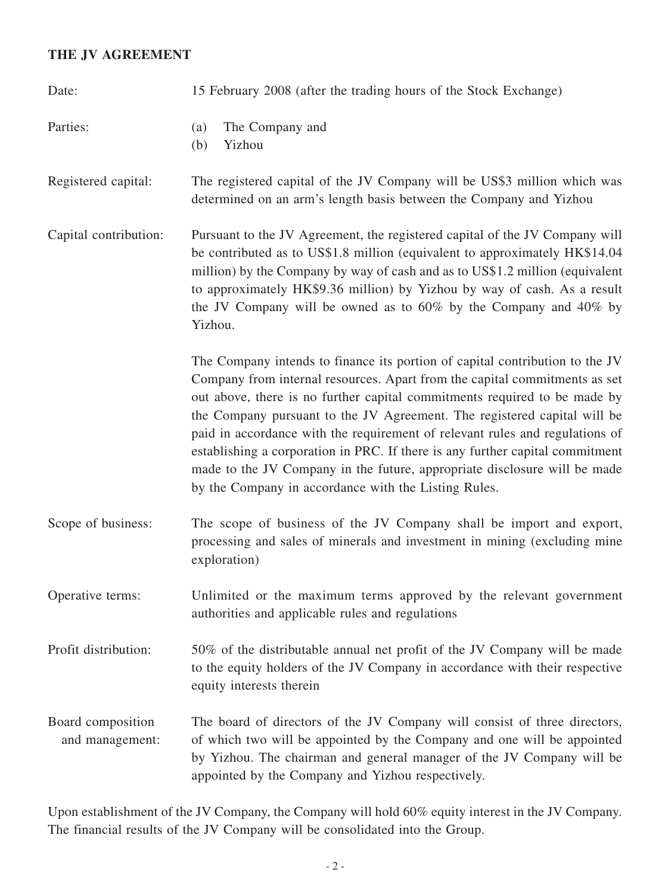**THE JV AGREEMENT**

| | |
|---|---|
| Date: | 15 February 2008 (after the trading hours of the Stock Exchange) |
| Parties: | (a) The Company and<br>(b) Yizhou |
| Registered capital: | The registered capital of the JV Company will be US$3 million which was determined on an arm's length basis between the Company and Yizhou |
| Capital contribution: | Pursuant to the JV Agreement, the registered capital of the JV Company will be contributed as to US$1.8 million (equivalent to approximately HK$14.04 million) by the Company by way of cash and as to US$1.2 million (equivalent to approximately HK$9.36 million) by Yizhou by way of cash. As a result the JV Company will be owned as to 60% by the Company and 40% by Yizhou.<br><br>The Company intends to finance its portion of capital contribution to the JV Company from internal resources. Apart from the capital commitments as set out above, there is no further capital commitments required to be made by the Company pursuant to the JV Agreement. The registered capital will be paid in accordance with the requirement of relevant rules and regulations of establishing a corporation in PRC. If there is any further capital commitment made to the JV Company in the future, appropriate disclosure will be made by the Company in accordance with the Listing Rules. |
| Scope of business: | The scope of business of the JV Company shall be import and export, processing and sales of minerals and investment in mining (excluding mine exploration) |
| Operative terms: | Unlimited or the maximum terms approved by the relevant government authorities and applicable rules and regulations |
| Profit distribution: | 50% of the distributable annual net profit of the JV Company will be made to the equity holders of the JV Company in accordance with their respective equity interests therein |
| Board composition and management: | The board of directors of the JV Company will consist of three directors, of which two will be appointed by the Company and one will be appointed by Yizhou. The chairman and general manager of the JV Company will be appointed by the Company and Yizhou respectively. |

Upon establishment of the JV Company, the Company will hold 60% equity interest in the JV Company. The financial results of the JV Company will be consolidated into the Group.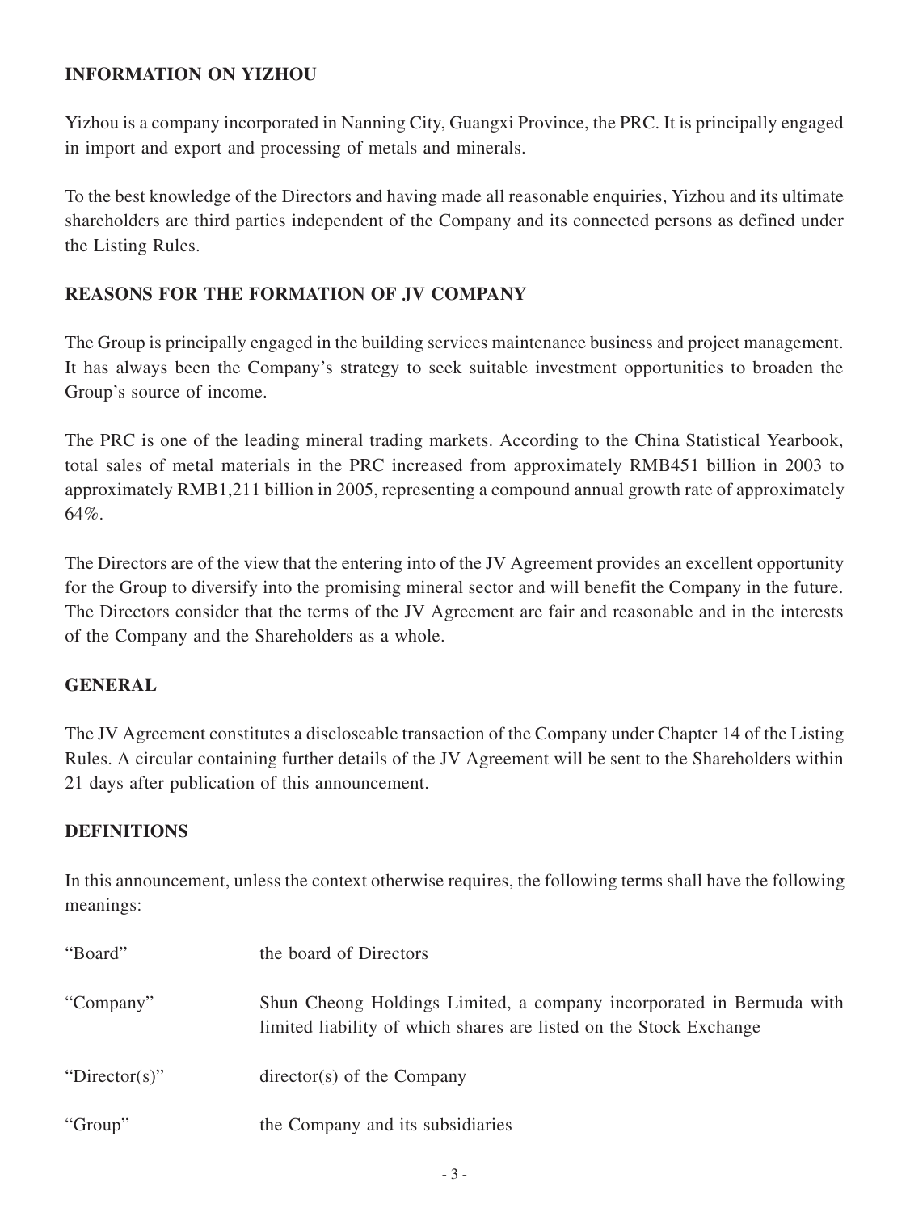## INFORMATION ON YIZHOU

Yizhou is a company incorporated in Nanning City, Guangxi Province, the PRC. It is principally engaged in import and export and processing of metals and minerals.

To the best knowledge of the Directors and having made all reasonable enquiries, Yizhou and its ultimate shareholders are third parties independent of the Company and its connected persons as defined under the Listing Rules.

## REASONS FOR THE FORMATION OF JV COMPANY

The Group is principally engaged in the building services maintenance business and project management. It has always been the Company's strategy to seek suitable investment opportunities to broaden the Group's source of income.

The PRC is one of the leading mineral trading markets. According to the China Statistical Yearbook, total sales of metal materials in the PRC increased from approximately RMB451 billion in 2003 to approximately RMB1,211 billion in 2005, representing a compound annual growth rate of approximately 64%.

The Directors are of the view that the entering into of the JV Agreement provides an excellent opportunity for the Group to diversify into the promising mineral sector and will benefit the Company in the future. The Directors consider that the terms of the JV Agreement are fair and reasonable and in the interests of the Company and the Shareholders as a whole.

## GENERAL

The JV Agreement constitutes a discloseable transaction of the Company under Chapter 14 of the Listing Rules. A circular containing further details of the JV Agreement will be sent to the Shareholders within 21 days after publication of this announcement.

## DEFINITIONS

In this announcement, unless the context otherwise requires, the following terms shall have the following meanings:

| | |
|---|---|
| "Board" | the board of Directors |
| "Company" | Shun Cheong Holdings Limited, a company incorporated in Bermuda with limited liability of which shares are listed on the Stock Exchange |
| "Director(s)" | director(s) of the Company |
| "Group" | the Company and its subsidiaries |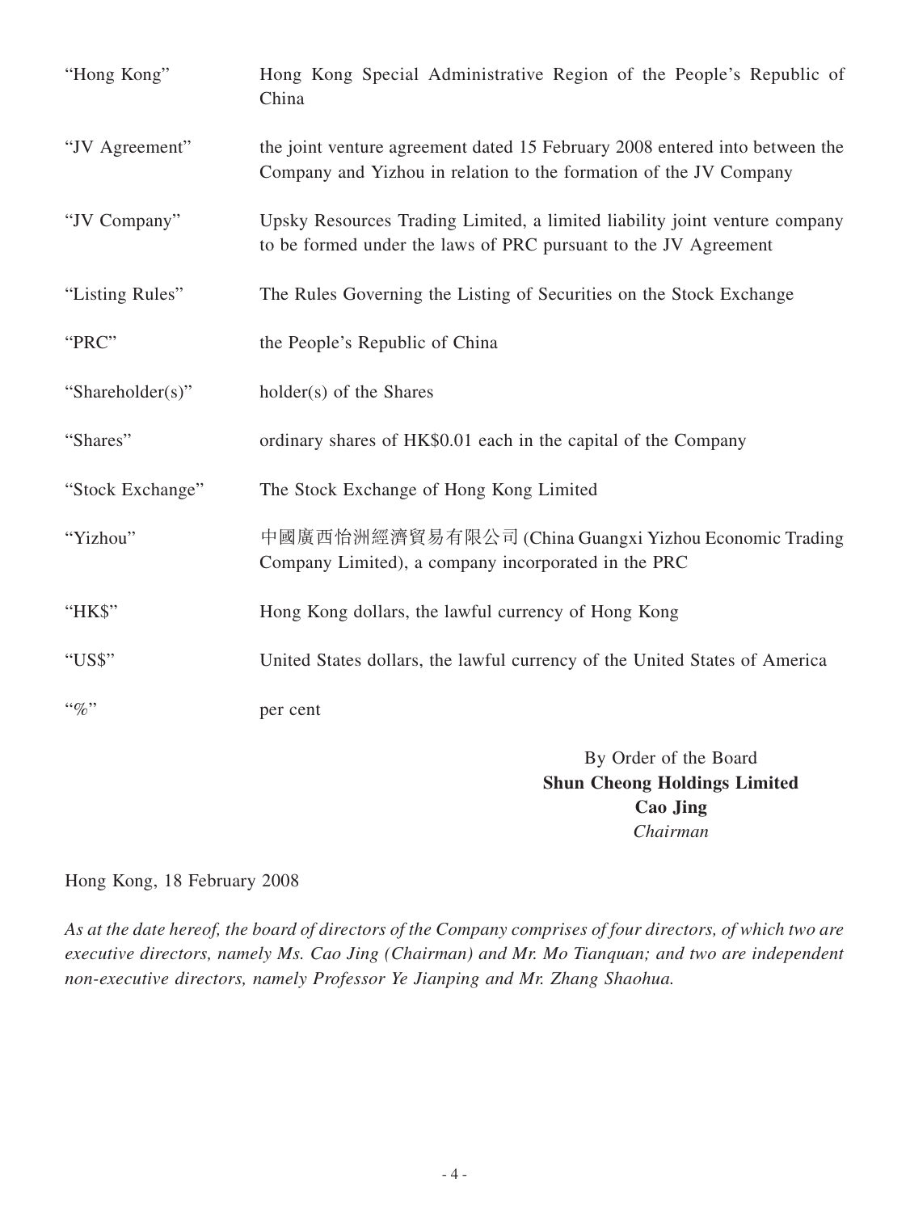| | |
|---|---|
| "Hong Kong" | Hong Kong Special Administrative Region of the People's Republic of China |
| "JV Agreement" | the joint venture agreement dated 15 February 2008 entered into between the Company and Yizhou in relation to the formation of the JV Company |
| "JV Company" | Upsky Resources Trading Limited, a limited liability joint venture company to be formed under the laws of PRC pursuant to the JV Agreement |
| "Listing Rules" | The Rules Governing the Listing of Securities on the Stock Exchange |
| "PRC" | the People's Republic of China |
| "Shareholder(s)" | holder(s) of the Shares |
| "Shares" | ordinary shares of HK$0.01 each in the capital of the Company |
| "Stock Exchange" | The Stock Exchange of Hong Kong Limited |
| "Yizhou" | 中國廣西怡洲經濟貿易有限公司 (China Guangxi Yizhou Economic Trading Company Limited), a company incorporated in the PRC |
| "HK$" | Hong Kong dollars, the lawful currency of Hong Kong |
| "US$" | United States dollars, the lawful currency of the United States of America |
| "%" | per cent |

By Order of the Board
**Shun Cheong Holdings Limited**
**Cao Jing**
*Chairman*

Hong Kong, 18 February 2008

*As at the date hereof, the board of directors of the Company comprises of four directors, of which two are executive directors, namely Ms. Cao Jing (Chairman) and Mr. Mo Tianquan; and two are independent non-executive directors, namely Professor Ye Jianping and Mr. Zhang Shaohua.*